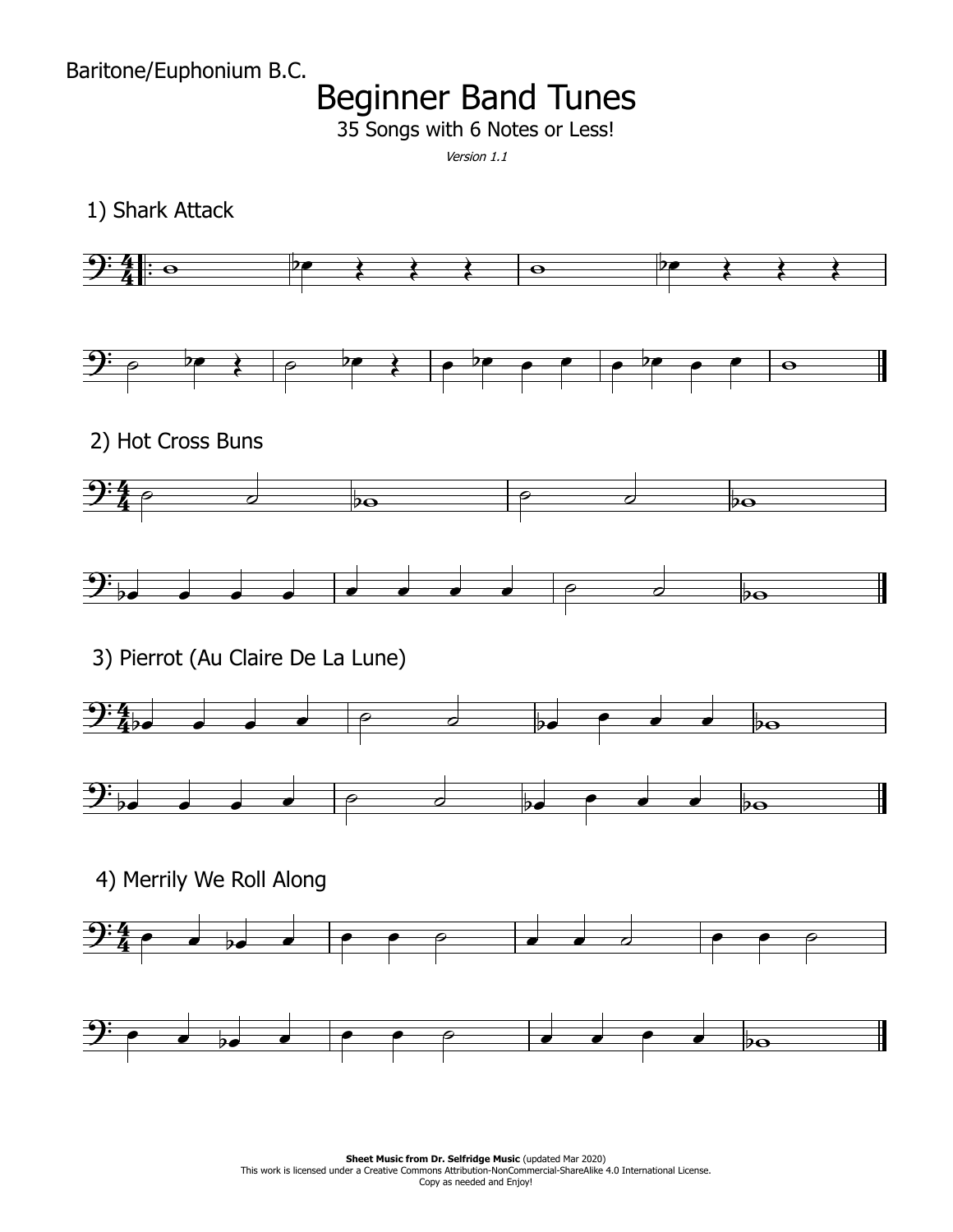Baritone/Euphonium B.C.

# Beginner Band Tunes

35 Songs with 6 Notes or Less!

*Version 1.1*

## 1) Shark Attack

## 2) Hot Cross Buns

## 3) Pierrot (Au Claire De La Lune)

## 4) Merrily We Roll Along

**Sheet Music from Dr. Selfridge Music** (updated Mar 2020)
This work is licensed under a Creative Commons Attribution-NonCommercial-ShareAlike 4.0 International License.
Copy as needed and Enjoy!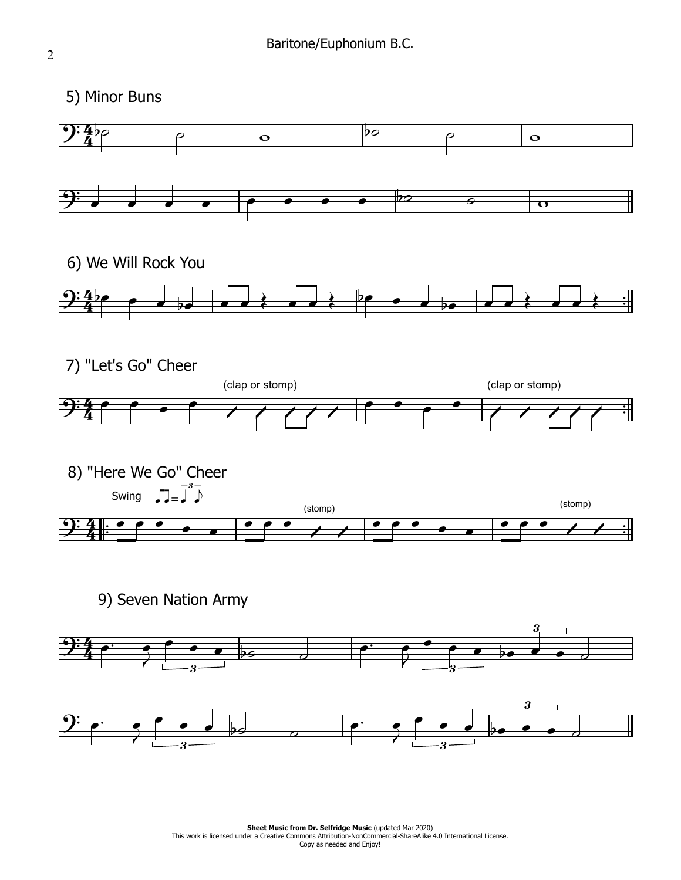Baritone/Euphonium B.C.

## 5) Minor Buns

## 6) We Will Rock You

## 7) "Let's Go" Cheer

(clap or stomp)

(clap or stomp)

## 8) "Here We Go" Cheer

Swing

(stomp)

(stomp)

## 9) Seven Nation Army

**Sheet Music from Dr. Selfridge Music** (updated Mar 2020)
This work is licensed under a Creative Commons Attribution-NonCommercial-ShareAlike 4.0 International License.
Copy as needed and Enjoy!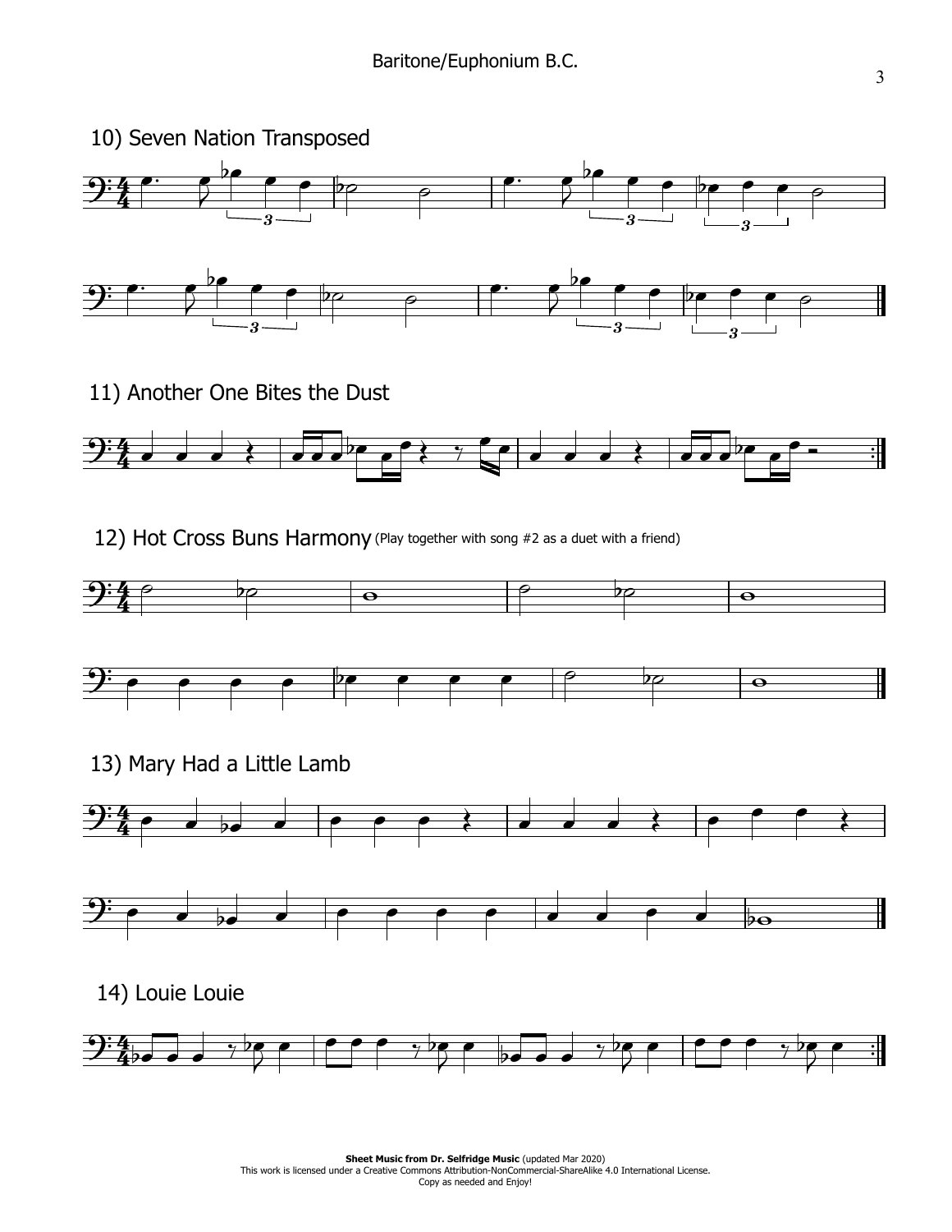## 10) Seven Nation Transposed

## 11) Another One Bites the Dust

## 12) Hot Cross Buns Harmony (Play together with song #2 as a duet with a friend)

## 13) Mary Had a Little Lamb

## 14) Louie Louie

**Sheet Music from Dr. Selfridge Music** (updated Mar 2020)
This work is licensed under a Creative Commons Attribution-NonCommercial-ShareAlike 4.0 International License.
Copy as needed and Enjoy!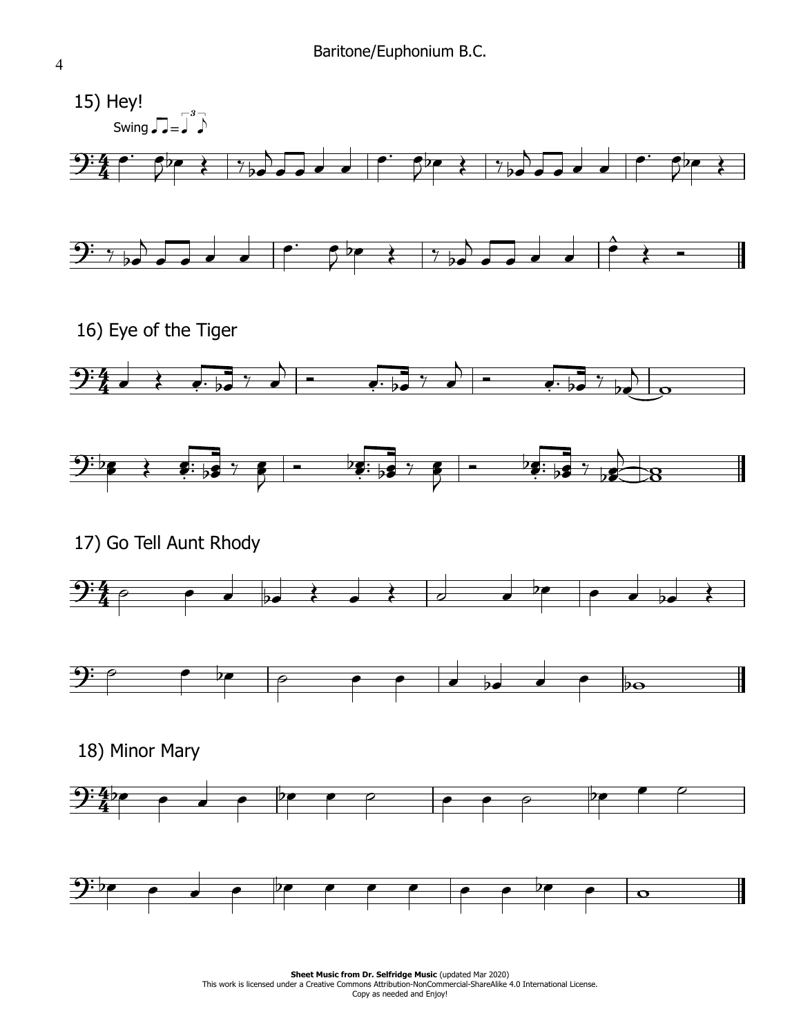## 15) Hey!

Swing

## 16) Eye of the Tiger

## 17) Go Tell Aunt Rhody

## 18) Minor Mary

**Sheet Music from Dr. Selfridge Music** (updated Mar 2020)
This work is licensed under a Creative Commons Attribution-NonCommercial-ShareAlike 4.0 International License.
Copy as needed and Enjoy!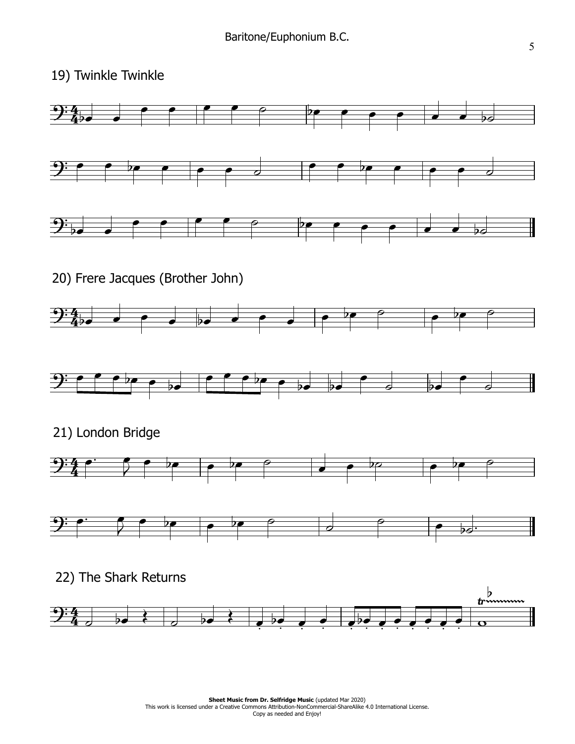## 19) Twinkle Twinkle

## 20) Frere Jacques (Brother John)

## 21) London Bridge

## 22) The Shark Returns

**Sheet Music from Dr. Selfridge Music** (updated Mar 2020)
This work is licensed under a Creative Commons Attribution-NonCommercial-ShareAlike 4.0 International License.
Copy as needed and Enjoy!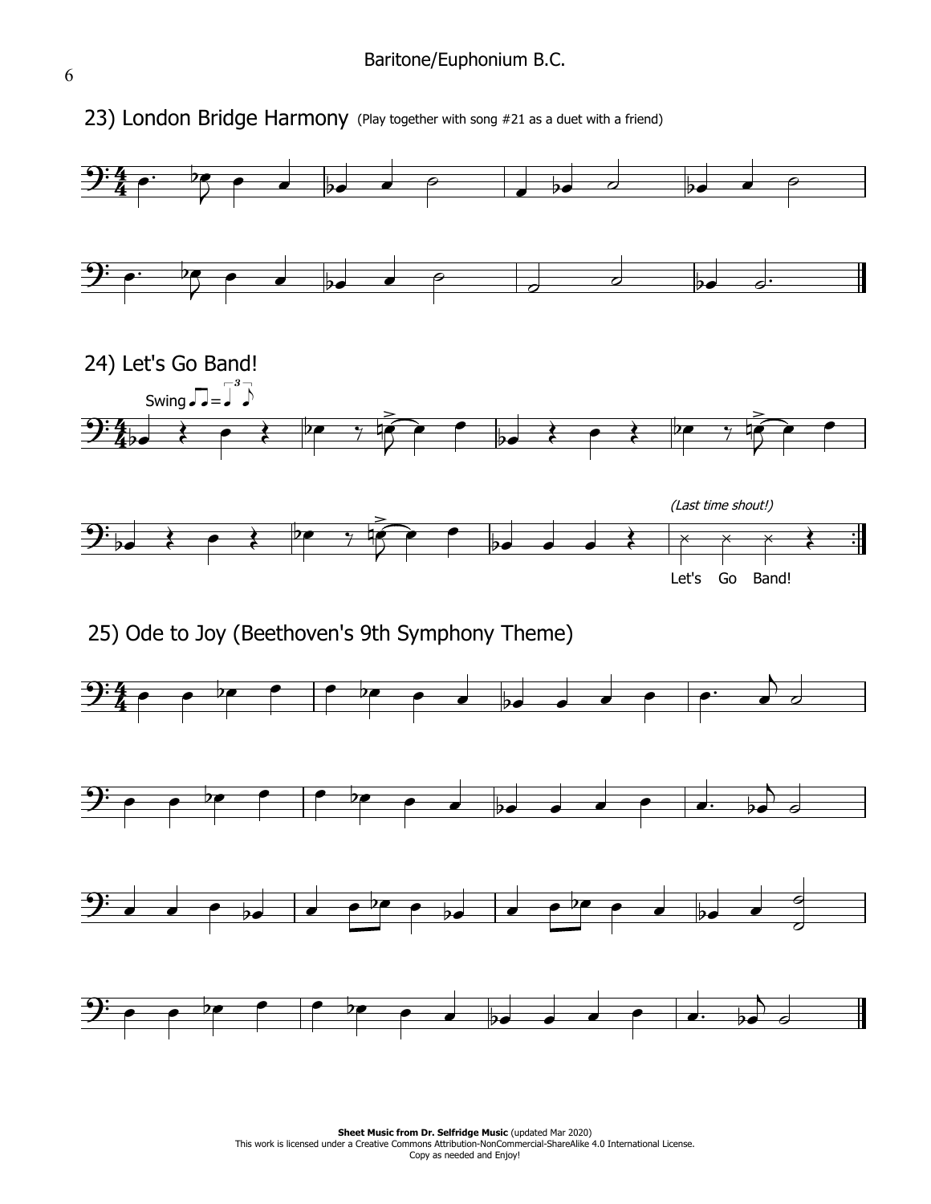## 23) London Bridge Harmony (Play together with song #21 as a duet with a friend)

## 24) Let's Go Band!

Swing

*(Last time shout!)*

Let's Go Band!

## 25) Ode to Joy (Beethoven's 9th Symphony Theme)

**Sheet Music from Dr. Selfridge Music** (updated Mar 2020)
This work is licensed under a Creative Commons Attribution-NonCommercial-ShareAlike 4.0 International License.
Copy as needed and Enjoy!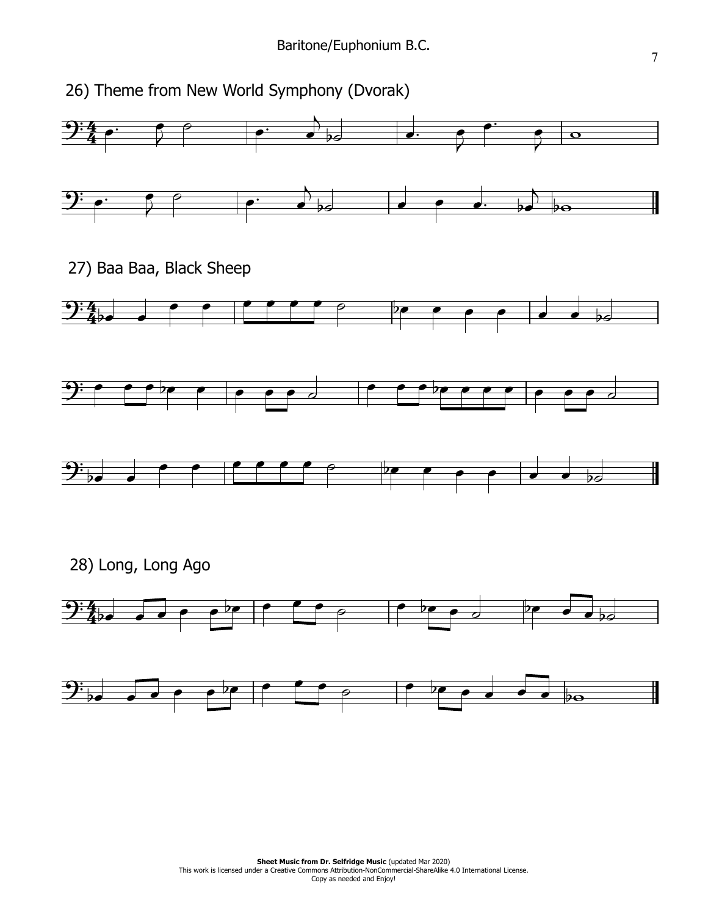## 26) Theme from New World Symphony (Dvorak)

## 27) Baa Baa, Black Sheep

## 28) Long, Long Ago

**Sheet Music from Dr. Selfridge Music** (updated Mar 2020)
This work is licensed under a Creative Commons Attribution-NonCommercial-ShareAlike 4.0 International License.
Copy as needed and Enjoy!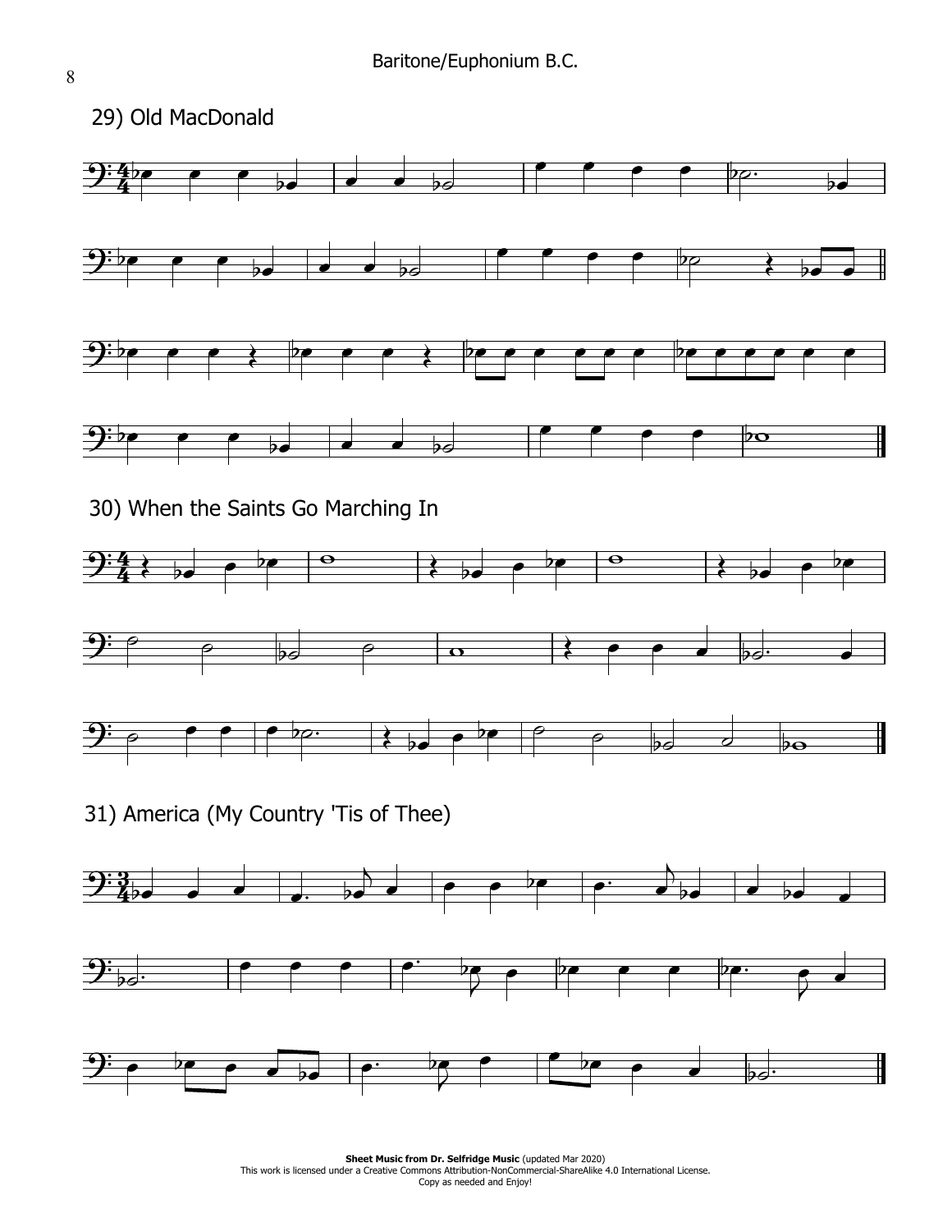## 29) Old MacDonald

## 30) When the Saints Go Marching In

## 31) America (My Country 'Tis of Thee)

**Sheet Music from Dr. Selfridge Music** (updated Mar 2020)
This work is licensed under a Creative Commons Attribution-NonCommercial-ShareAlike 4.0 International License.
Copy as needed and Enjoy!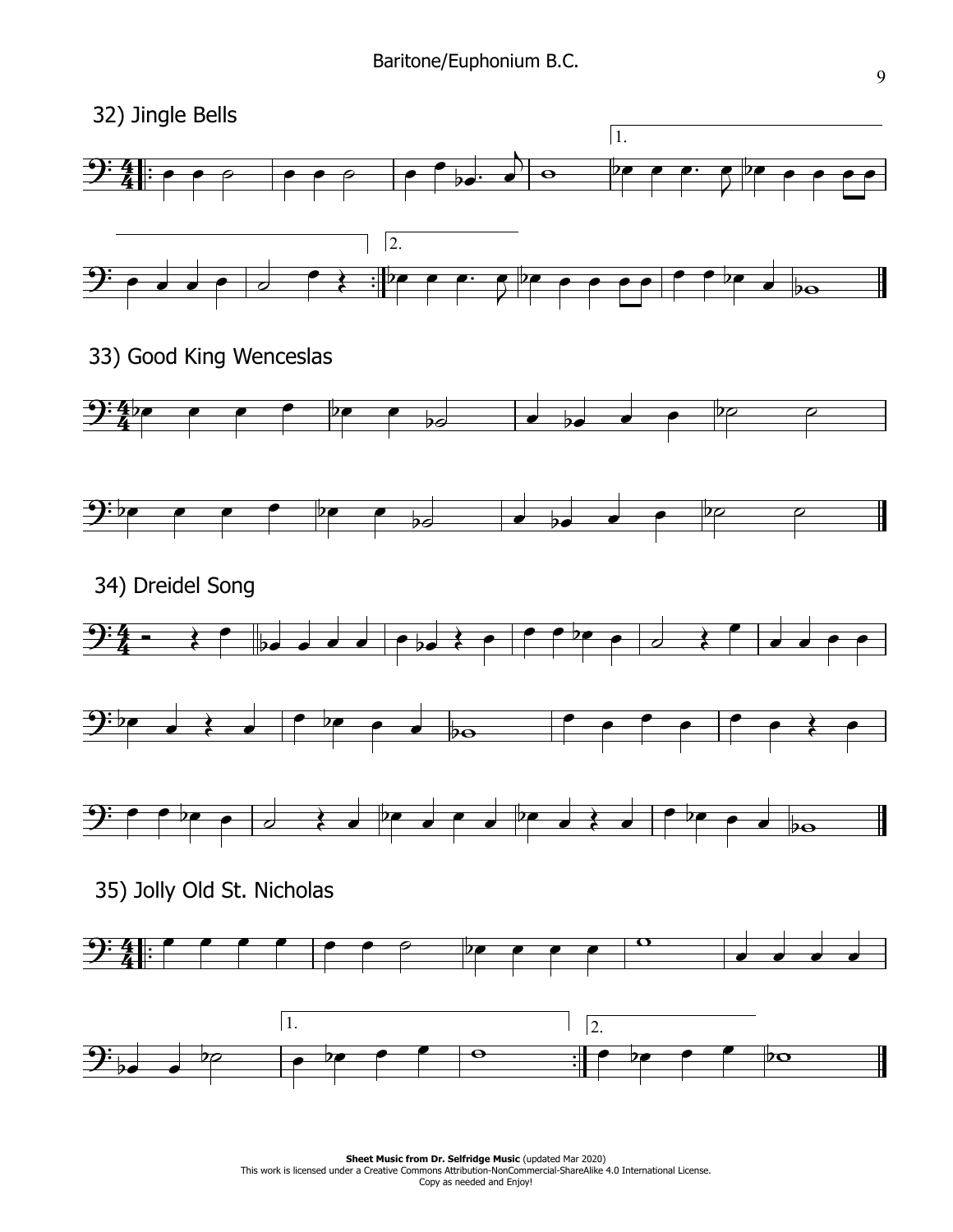32) Jingle Bells

33) Good King Wenceslas

34) Dreidel Song

35) Jolly Old St. Nicholas

**Sheet Music from Dr. Selfridge Music** (updated Mar 2020)
This work is licensed under a Creative Commons Attribution-NonCommercial-ShareAlike 4.0 International License.
Copy as needed and Enjoy!